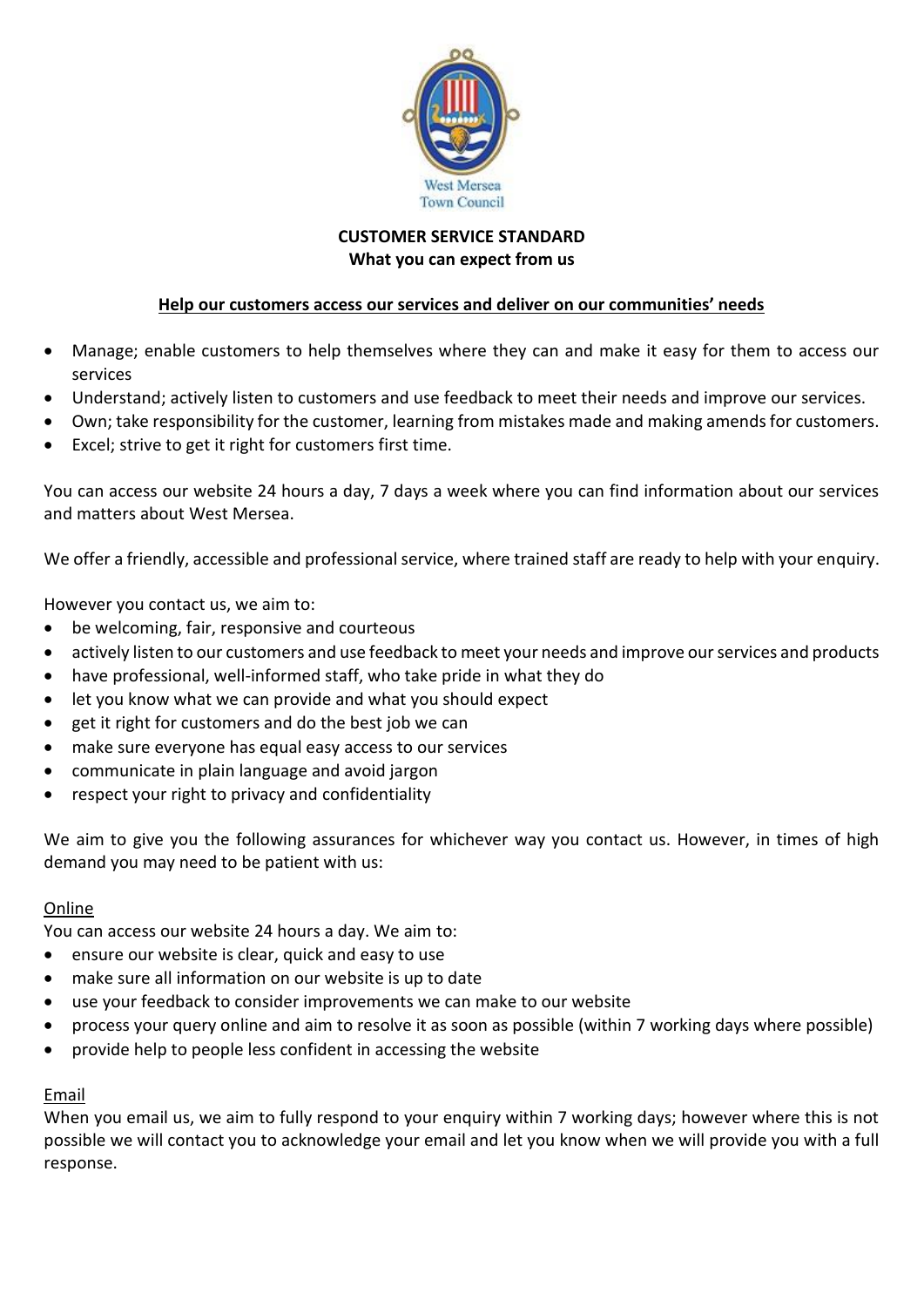West Mersea Town Council

# CUSTOMER SERVICE STANDARD

## What you can expect from us

**Help our customers access our services and deliver on our communities' needs**

- Manage; enable customers to help themselves where they can and make it easy for them to access our services
- Understand; actively listen to customers and use feedback to meet their needs and improve our services.
- Own; take responsibility for the customer, learning from mistakes made and making amends for customers.
- Excel; strive to get it right for customers first time.

You can access our website 24 hours a day, 7 days a week where you can find information about our services and matters about West Mersea.

We offer a friendly, accessible and professional service, where trained staff are ready to help with your enquiry.

However you contact us, we aim to:

- be welcoming, fair, responsive and courteous
- actively listen to our customers and use feedback to meet your needs and improve our services and products
- have professional, well-informed staff, who take pride in what they do
- let you know what we can provide and what you should expect
- get it right for customers and do the best job we can
- make sure everyone has equal easy access to our services
- communicate in plain language and avoid jargon
- respect your right to privacy and confidentiality

We aim to give you the following assurances for whichever way you contact us. However, in times of high demand you may need to be patient with us:

### Online

You can access our website 24 hours a day. We aim to:

- ensure our website is clear, quick and easy to use
- make sure all information on our website is up to date
- use your feedback to consider improvements we can make to our website
- process your query online and aim to resolve it as soon as possible (within 7 working days where possible)
- provide help to people less confident in accessing the website

### Email

When you email us, we aim to fully respond to your enquiry within 7 working days; however where this is not possible we will contact you to acknowledge your email and let you know when we will provide you with a full response.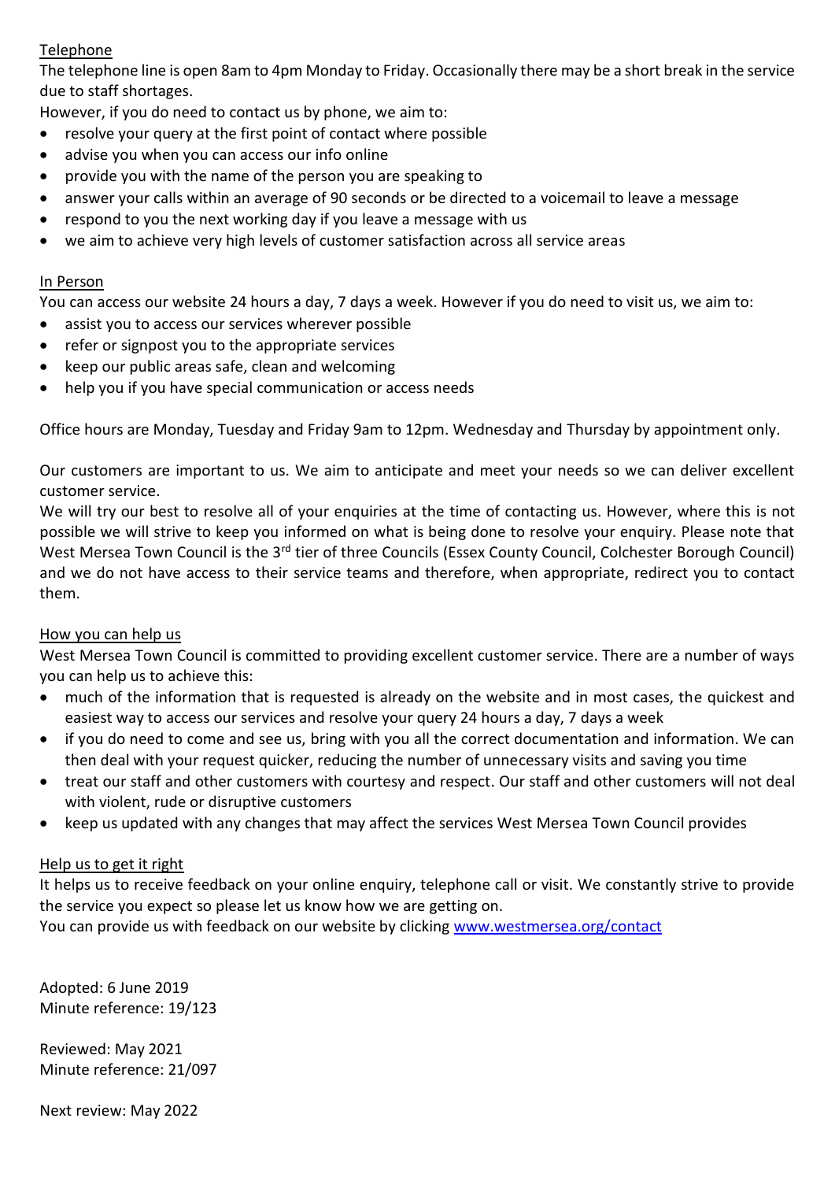Telephone

The telephone line is open 8am to 4pm Monday to Friday. Occasionally there may be a short break in the service due to staff shortages.

However, if you do need to contact us by phone, we aim to:

- resolve your query at the first point of contact where possible
- advise you when you can access our info online
- provide you with the name of the person you are speaking to
- answer your calls within an average of 90 seconds or be directed to a voicemail to leave a message
- respond to you the next working day if you leave a message with us
- we aim to achieve very high levels of customer satisfaction across all service areas

In Person

You can access our website 24 hours a day, 7 days a week. However if you do need to visit us, we aim to:

- assist you to access our services wherever possible
- refer or signpost you to the appropriate services
- keep our public areas safe, clean and welcoming
- help you if you have special communication or access needs

Office hours are Monday, Tuesday and Friday 9am to 12pm. Wednesday and Thursday by appointment only.

Our customers are important to us. We aim to anticipate and meet your needs so we can deliver excellent customer service.

We will try our best to resolve all of your enquiries at the time of contacting us. However, where this is not possible we will strive to keep you informed on what is being done to resolve your enquiry. Please note that West Mersea Town Council is the 3rd tier of three Councils (Essex County Council, Colchester Borough Council) and we do not have access to their service teams and therefore, when appropriate, redirect you to contact them.

How you can help us

West Mersea Town Council is committed to providing excellent customer service. There are a number of ways you can help us to achieve this:

- much of the information that is requested is already on the website and in most cases, the quickest and easiest way to access our services and resolve your query 24 hours a day, 7 days a week
- if you do need to come and see us, bring with you all the correct documentation and information. We can then deal with your request quicker, reducing the number of unnecessary visits and saving you time
- treat our staff and other customers with courtesy and respect. Our staff and other customers will not deal with violent, rude or disruptive customers
- keep us updated with any changes that may affect the services West Mersea Town Council provides

Help us to get it right

It helps us to receive feedback on your online enquiry, telephone call or visit. We constantly strive to provide the service you expect so please let us know how we are getting on.

You can provide us with feedback on our website by clicking [www.westmersea.org/contact](www.westmersea.org/contact)

Adopted: 6 June 2019
Minute reference: 19/123

Reviewed: May 2021
Minute reference: 21/097

Next review: May 2022